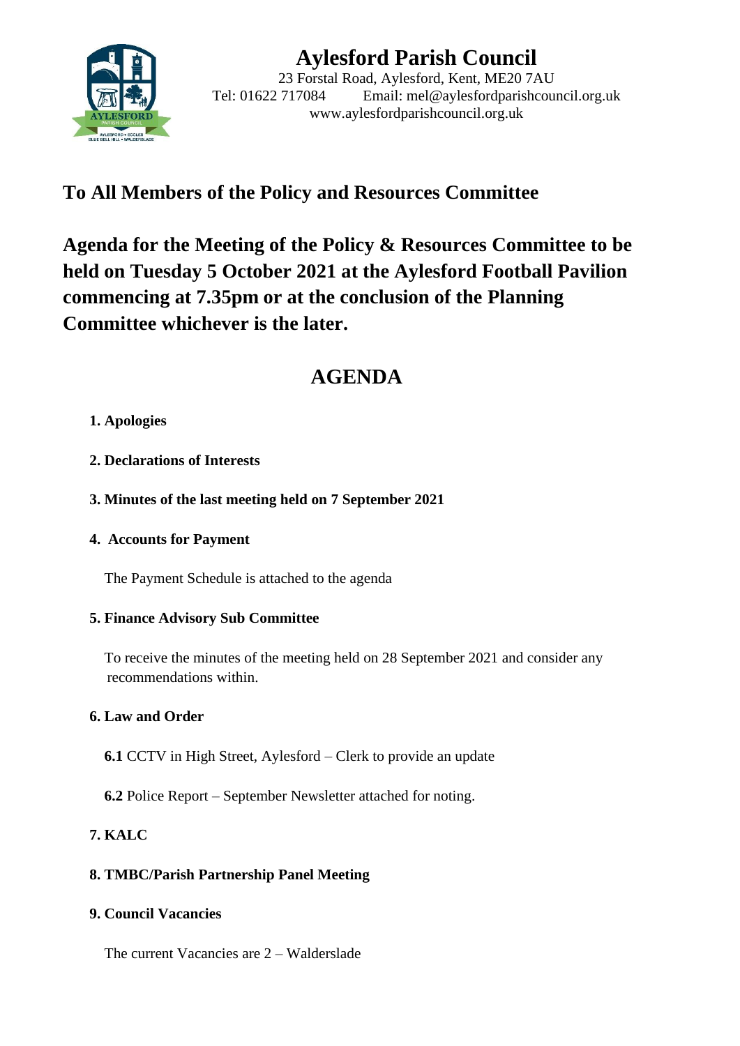# Aylesford Parish Council

23 Forstal Road, Aylesford, Kent, ME20 7AU
Tel: 01622 717084 Email: mel@aylesfordparishcouncil.org.uk
www.aylesfordparishcouncil.org.uk

## To All Members of the Policy and Resources Committee

## Agenda for the Meeting of the Policy & Resources Committee to be held on Tuesday 5 October 2021 at the Aylesford Football Pavilion commencing at 7.35pm or at the conclusion of the Planning Committee whichever is the later.

# AGENDA

**1. Apologies**

**2. Declarations of Interests**

**3. Minutes of the last meeting held on 7 September 2021**

**4. Accounts for Payment**

The Payment Schedule is attached to the agenda

**5. Finance Advisory Sub Committee**

To receive the minutes of the meeting held on 28 September 2021 and consider any recommendations within.

**6. Law and Order**

**6.1** CCTV in High Street, Aylesford – Clerk to provide an update

**6.2** Police Report – September Newsletter attached for noting.

**7. KALC**

**8. TMBC/Parish Partnership Panel Meeting**

**9. Council Vacancies**

The current Vacancies are 2 – Walderslade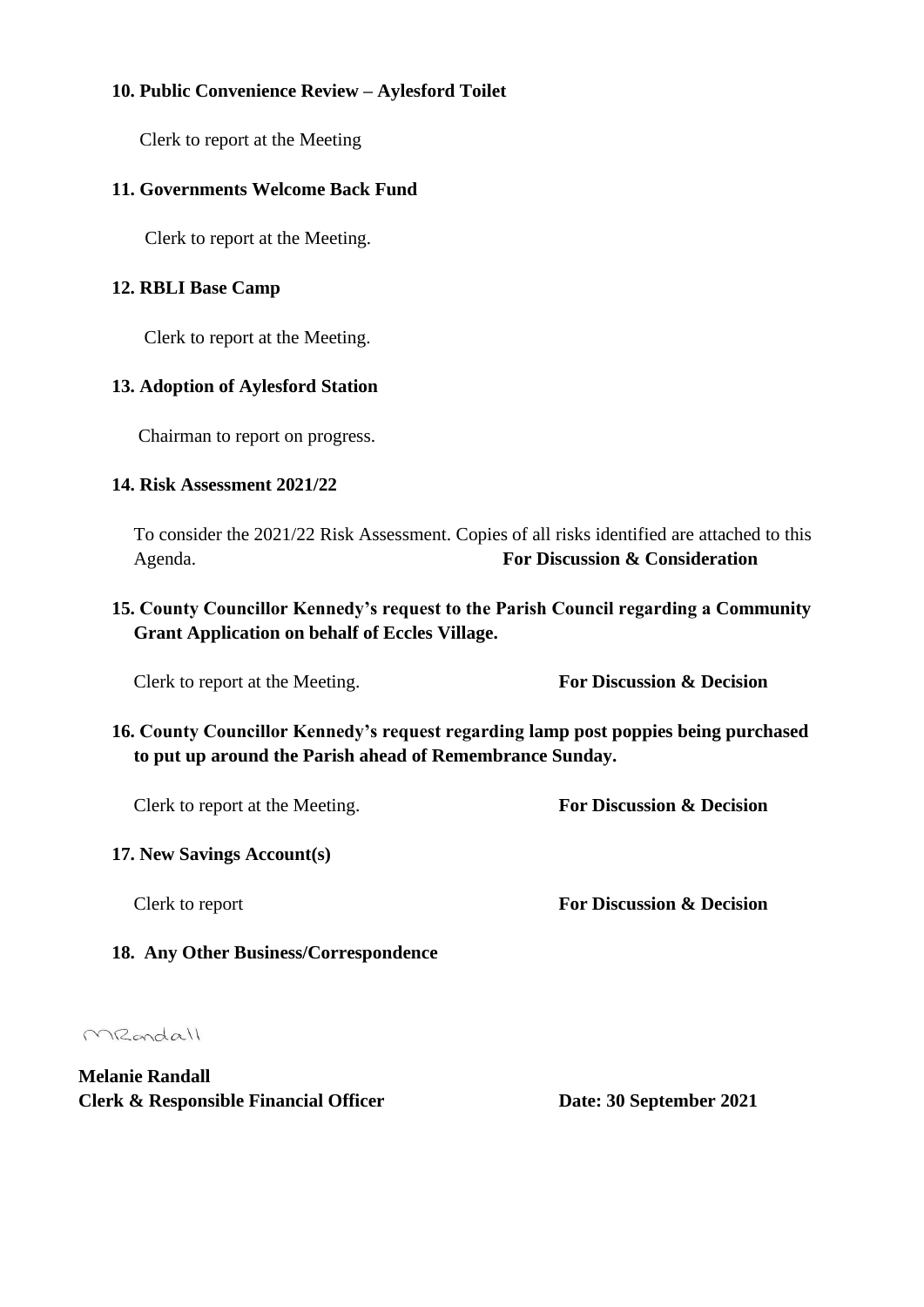**10. Public Convenience Review – Aylesford Toilet**

Clerk to report at the Meeting

**11. Governments Welcome Back Fund**

Clerk to report at the Meeting.

**12. RBLI Base Camp**

Clerk to report at the Meeting.

**13. Adoption of Aylesford Station**

Chairman to report on progress.

**14. Risk Assessment 2021/22**

To consider the 2021/22 Risk Assessment. Copies of all risks identified are attached to this Agenda. **For Discussion & Consideration**

**15. County Councillor Kennedy's request to the Parish Council regarding a Community Grant Application on behalf of Eccles Village.**

Clerk to report at the Meeting. **For Discussion & Decision**

**16. County Councillor Kennedy's request regarding lamp post poppies being purchased to put up around the Parish ahead of Remembrance Sunday.**

Clerk to report at the Meeting. **For Discussion & Decision**

**17. New Savings Account(s)**

Clerk to report **For Discussion & Decision**

**18. Any Other Business/Correspondence**

MRandall

**Melanie Randall**
**Clerk & Responsible Financial Officer** **Date: 30 September 2021**